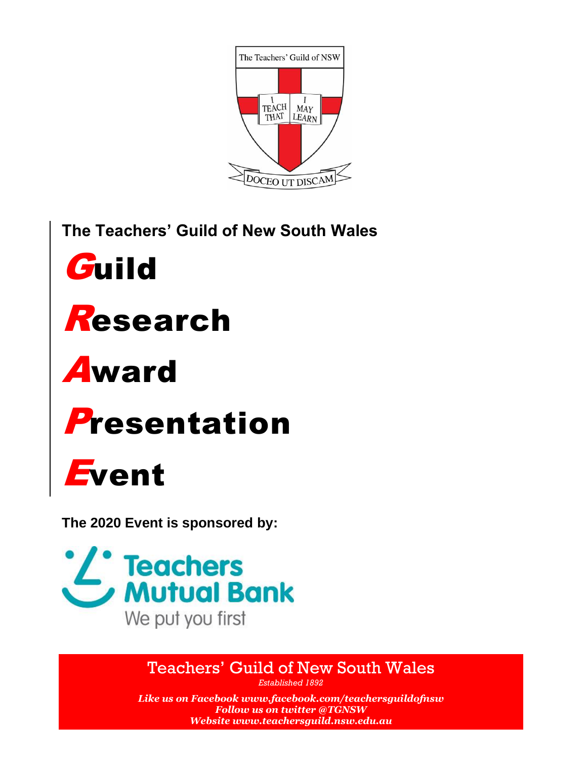The Teachers' Guild of NSW

I TEACH THAT I MAY LEARN

DOCEO UT DISCAM

**The Teachers' Guild of New South Wales**

# Guild

# Research

# Award

# Presentation

# Event

**The 2020 Event is sponsored by:**

Teachers Mutual Bank

We put you first

Teachers' Guild of New South Wales

*Established 1892*

***Like us on Facebook www.facebook.com/teachersguildofnsw***
***Follow us on twitter @TGNSW***
***Website www.teachersguild.nsw.edu.au***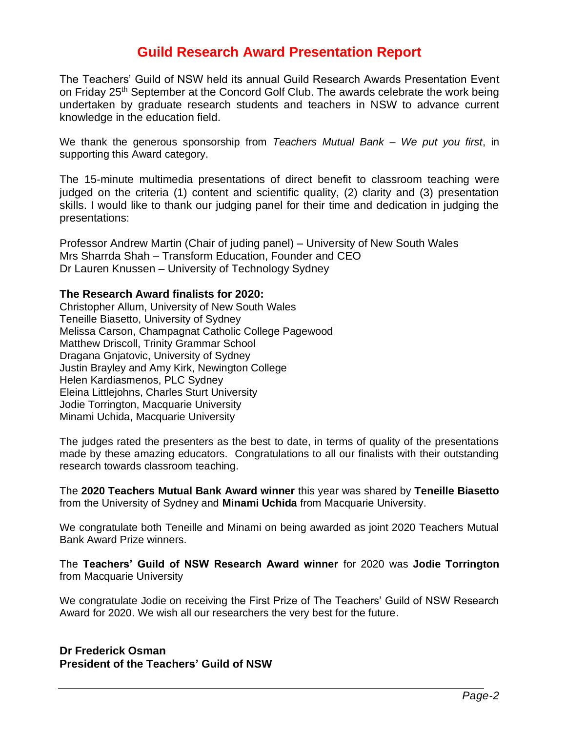# Guild Research Award Presentation Report

The Teachers' Guild of NSW held its annual Guild Research Awards Presentation Event on Friday 25th September at the Concord Golf Club. The awards celebrate the work being undertaken by graduate research students and teachers in NSW to advance current knowledge in the education field.

We thank the generous sponsorship from *Teachers Mutual Bank – We put you first*, in supporting this Award category.

The 15-minute multimedia presentations of direct benefit to classroom teaching were judged on the criteria (1) content and scientific quality, (2) clarity and (3) presentation skills. I would like to thank our judging panel for their time and dedication in judging the presentations:

Professor Andrew Martin (Chair of juding panel) – University of New South Wales
Mrs Sharrda Shah – Transform Education, Founder and CEO
Dr Lauren Knussen – University of Technology Sydney

**The Research Award finalists for 2020:**

Christopher Allum, University of New South Wales
Teneille Biasetto, University of Sydney
Melissa Carson, Champagnat Catholic College Pagewood
Matthew Driscoll, Trinity Grammar School
Dragana Gnjatovic, University of Sydney
Justin Brayley and Amy Kirk, Newington College
Helen Kardiasmenos, PLC Sydney
Eleina Littlejohns, Charles Sturt University
Jodie Torrington, Macquarie University
Minami Uchida, Macquarie University

The judges rated the presenters as the best to date, in terms of quality of the presentations made by these amazing educators. Congratulations to all our finalists with their outstanding research towards classroom teaching.

The **2020 Teachers Mutual Bank Award winner** this year was shared by **Teneille Biasetto** from the University of Sydney and **Minami Uchida** from Macquarie University.

We congratulate both Teneille and Minami on being awarded as joint 2020 Teachers Mutual Bank Award Prize winners.

The **Teachers' Guild of NSW Research Award winner** for 2020 was **Jodie Torrington** from Macquarie University

We congratulate Jodie on receiving the First Prize of The Teachers' Guild of NSW Research Award for 2020. We wish all our researchers the very best for the future.

**Dr Frederick Osman**
**President of the Teachers' Guild of NSW**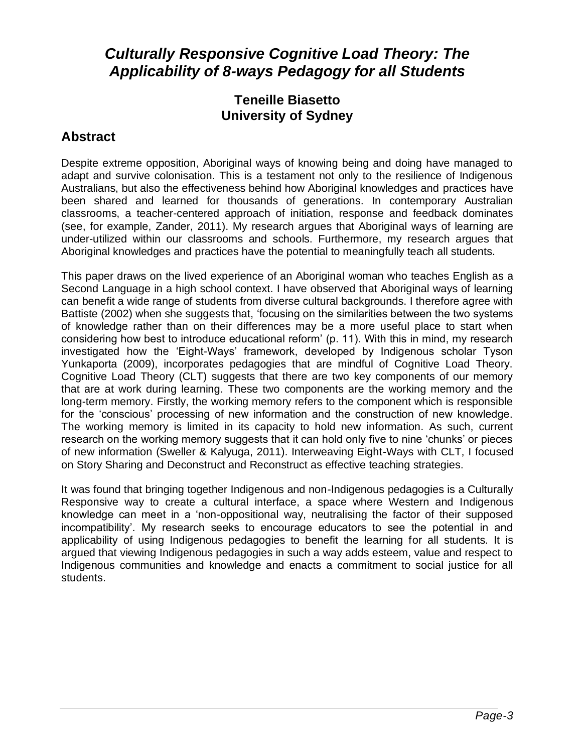# *Culturally Responsive Cognitive Load Theory: The Applicability of 8-ways Pedagogy for all Students*

**Teneille Biasetto**
**University of Sydney**

## Abstract

Despite extreme opposition, Aboriginal ways of knowing being and doing have managed to adapt and survive colonisation. This is a testament not only to the resilience of Indigenous Australians, but also the effectiveness behind how Aboriginal knowledges and practices have been shared and learned for thousands of generations. In contemporary Australian classrooms, a teacher-centered approach of initiation, response and feedback dominates (see, for example, Zander, 2011). My research argues that Aboriginal ways of learning are under-utilized within our classrooms and schools. Furthermore, my research argues that Aboriginal knowledges and practices have the potential to meaningfully teach all students.

This paper draws on the lived experience of an Aboriginal woman who teaches English as a Second Language in a high school context. I have observed that Aboriginal ways of learning can benefit a wide range of students from diverse cultural backgrounds. I therefore agree with Battiste (2002) when she suggests that, 'focusing on the similarities between the two systems of knowledge rather than on their differences may be a more useful place to start when considering how best to introduce educational reform' (p. 11). With this in mind, my research investigated how the 'Eight-Ways' framework, developed by Indigenous scholar Tyson Yunkaporta (2009), incorporates pedagogies that are mindful of Cognitive Load Theory. Cognitive Load Theory (CLT) suggests that there are two key components of our memory that are at work during learning. These two components are the working memory and the long-term memory. Firstly, the working memory refers to the component which is responsible for the 'conscious' processing of new information and the construction of new knowledge. The working memory is limited in its capacity to hold new information. As such, current research on the working memory suggests that it can hold only five to nine 'chunks' or pieces of new information (Sweller & Kalyuga, 2011). Interweaving Eight-Ways with CLT, I focused on Story Sharing and Deconstruct and Reconstruct as effective teaching strategies.

It was found that bringing together Indigenous and non-Indigenous pedagogies is a Culturally Responsive way to create a cultural interface, a space where Western and Indigenous knowledge can meet in a 'non-oppositional way, neutralising the factor of their supposed incompatibility'. My research seeks to encourage educators to see the potential in and applicability of using Indigenous pedagogies to benefit the learning for all students. It is argued that viewing Indigenous pedagogies in such a way adds esteem, value and respect to Indigenous communities and knowledge and enacts a commitment to social justice for all students.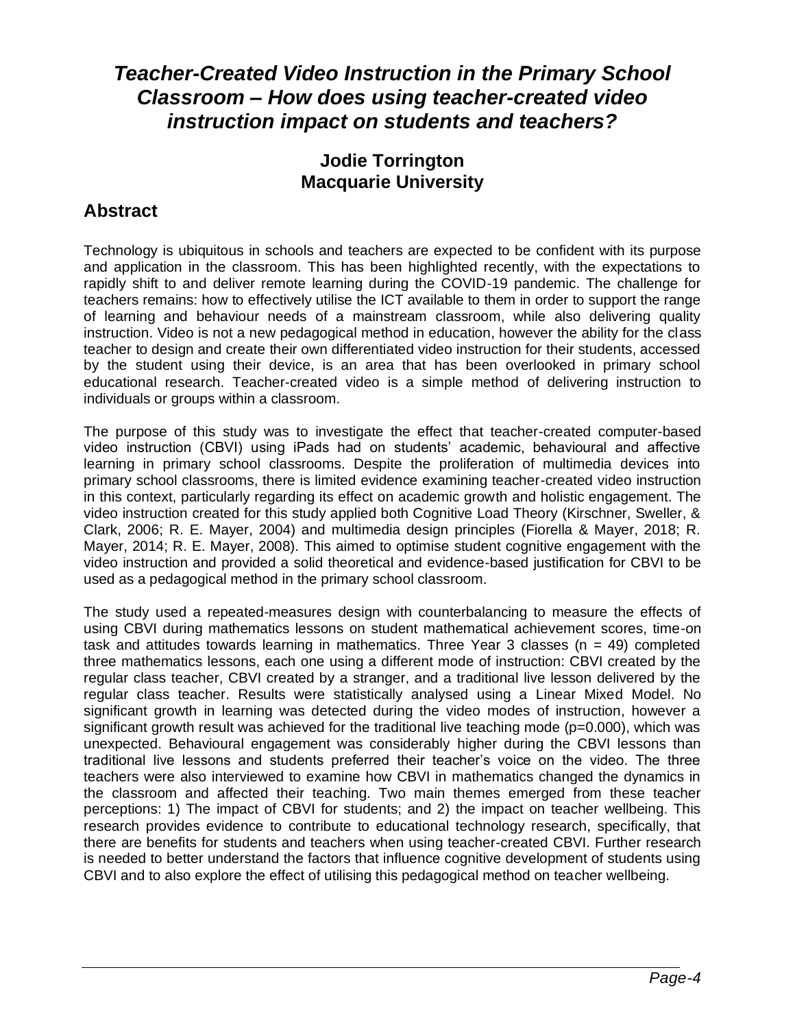# *Teacher-Created Video Instruction in the Primary School Classroom – How does using teacher-created video instruction impact on students and teachers?*

### Jodie Torrington
### Macquarie University

## Abstract

Technology is ubiquitous in schools and teachers are expected to be confident with its purpose and application in the classroom. This has been highlighted recently, with the expectations to rapidly shift to and deliver remote learning during the COVID-19 pandemic. The challenge for teachers remains: how to effectively utilise the ICT available to them in order to support the range of learning and behaviour needs of a mainstream classroom, while also delivering quality instruction. Video is not a new pedagogical method in education, however the ability for the class teacher to design and create their own differentiated video instruction for their students, accessed by the student using their device, is an area that has been overlooked in primary school educational research. Teacher-created video is a simple method of delivering instruction to individuals or groups within a classroom.

The purpose of this study was to investigate the effect that teacher-created computer-based video instruction (CBVI) using iPads had on students' academic, behavioural and affective learning in primary school classrooms. Despite the proliferation of multimedia devices into primary school classrooms, there is limited evidence examining teacher-created video instruction in this context, particularly regarding its effect on academic growth and holistic engagement. The video instruction created for this study applied both Cognitive Load Theory (Kirschner, Sweller, & Clark, 2006; R. E. Mayer, 2004) and multimedia design principles (Fiorella & Mayer, 2018; R. Mayer, 2014; R. E. Mayer, 2008). This aimed to optimise student cognitive engagement with the video instruction and provided a solid theoretical and evidence-based justification for CBVI to be used as a pedagogical method in the primary school classroom.

The study used a repeated-measures design with counterbalancing to measure the effects of using CBVI during mathematics lessons on student mathematical achievement scores, time-on task and attitudes towards learning in mathematics. Three Year 3 classes ($n = 49$) completed three mathematics lessons, each one using a different mode of instruction: CBVI created by the regular class teacher, CBVI created by a stranger, and a traditional live lesson delivered by the regular class teacher. Results were statistically analysed using a Linear Mixed Model. No significant growth in learning was detected during the video modes of instruction, however a significant growth result was achieved for the traditional live teaching mode ($p=0.000$), which was unexpected. Behavioural engagement was considerably higher during the CBVI lessons than traditional live lessons and students preferred their teacher's voice on the video. The three teachers were also interviewed to examine how CBVI in mathematics changed the dynamics in the classroom and affected their teaching. Two main themes emerged from these teacher perceptions: 1) The impact of CBVI for students; and 2) the impact on teacher wellbeing. This research provides evidence to contribute to educational technology research, specifically, that there are benefits for students and teachers when using teacher-created CBVI. Further research is needed to better understand the factors that influence cognitive development of students using CBVI and to also explore the effect of utilising this pedagogical method on teacher wellbeing.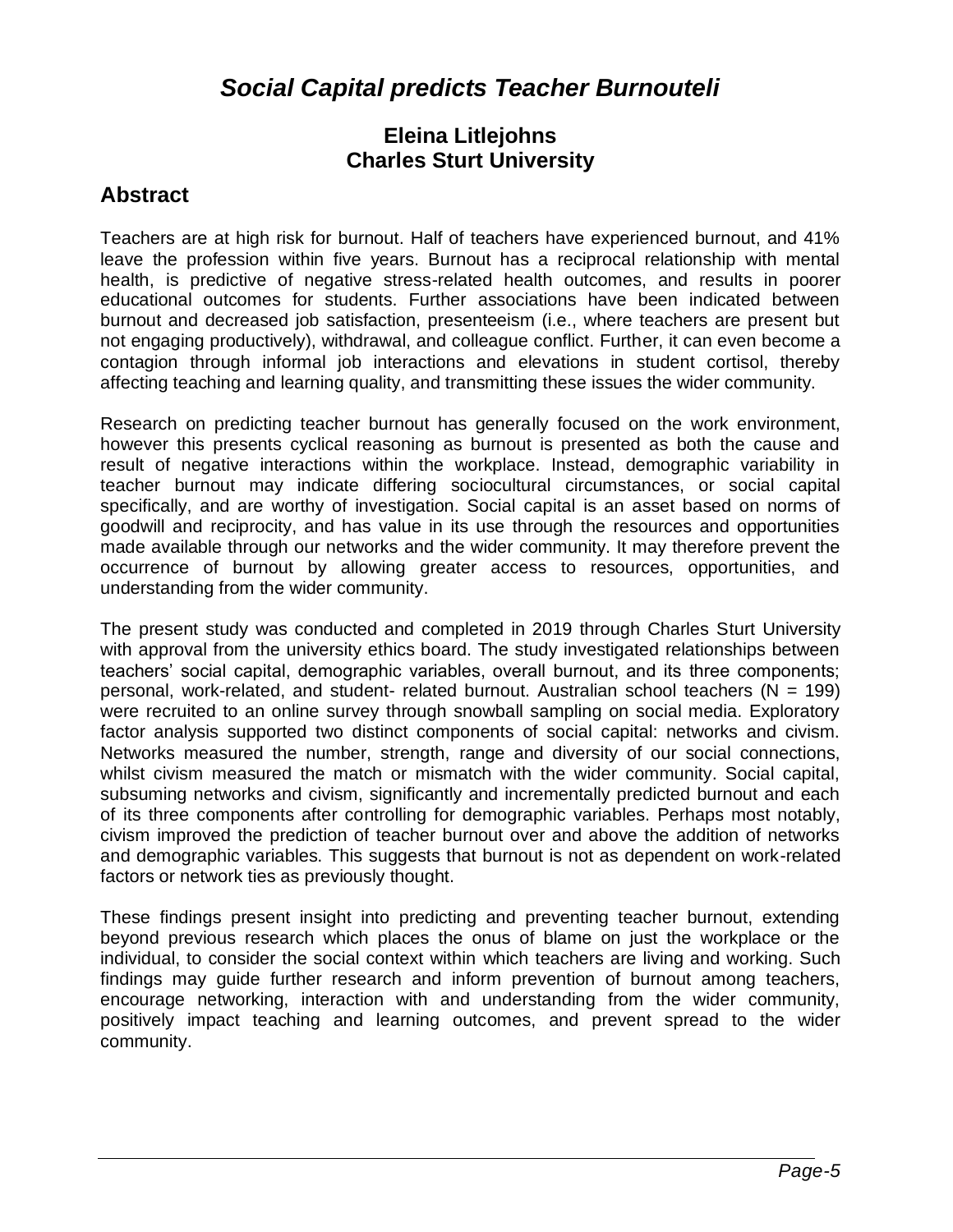# *Social Capital predicts Teacher Burnouteli*

### Eleina Litlejohns
### Charles Sturt University

## Abstract

Teachers are at high risk for burnout. Half of teachers have experienced burnout, and 41% leave the profession within five years. Burnout has a reciprocal relationship with mental health, is predictive of negative stress-related health outcomes, and results in poorer educational outcomes for students. Further associations have been indicated between burnout and decreased job satisfaction, presenteeism (i.e., where teachers are present but not engaging productively), withdrawal, and colleague conflict. Further, it can even become a contagion through informal job interactions and elevations in student cortisol, thereby affecting teaching and learning quality, and transmitting these issues the wider community.

Research on predicting teacher burnout has generally focused on the work environment, however this presents cyclical reasoning as burnout is presented as both the cause and result of negative interactions within the workplace. Instead, demographic variability in teacher burnout may indicate differing sociocultural circumstances, or social capital specifically, and are worthy of investigation. Social capital is an asset based on norms of goodwill and reciprocity, and has value in its use through the resources and opportunities made available through our networks and the wider community. It may therefore prevent the occurrence of burnout by allowing greater access to resources, opportunities, and understanding from the wider community.

The present study was conducted and completed in 2019 through Charles Sturt University with approval from the university ethics board. The study investigated relationships between teachers' social capital, demographic variables, overall burnout, and its three components; personal, work-related, and student- related burnout. Australian school teachers (N = 199) were recruited to an online survey through snowball sampling on social media. Exploratory factor analysis supported two distinct components of social capital: networks and civism. Networks measured the number, strength, range and diversity of our social connections, whilst civism measured the match or mismatch with the wider community. Social capital, subsuming networks and civism, significantly and incrementally predicted burnout and each of its three components after controlling for demographic variables. Perhaps most notably, civism improved the prediction of teacher burnout over and above the addition of networks and demographic variables. This suggests that burnout is not as dependent on work-related factors or network ties as previously thought.

These findings present insight into predicting and preventing teacher burnout, extending beyond previous research which places the onus of blame on just the workplace or the individual, to consider the social context within which teachers are living and working. Such findings may guide further research and inform prevention of burnout among teachers, encourage networking, interaction with and understanding from the wider community, positively impact teaching and learning outcomes, and prevent spread to the wider community.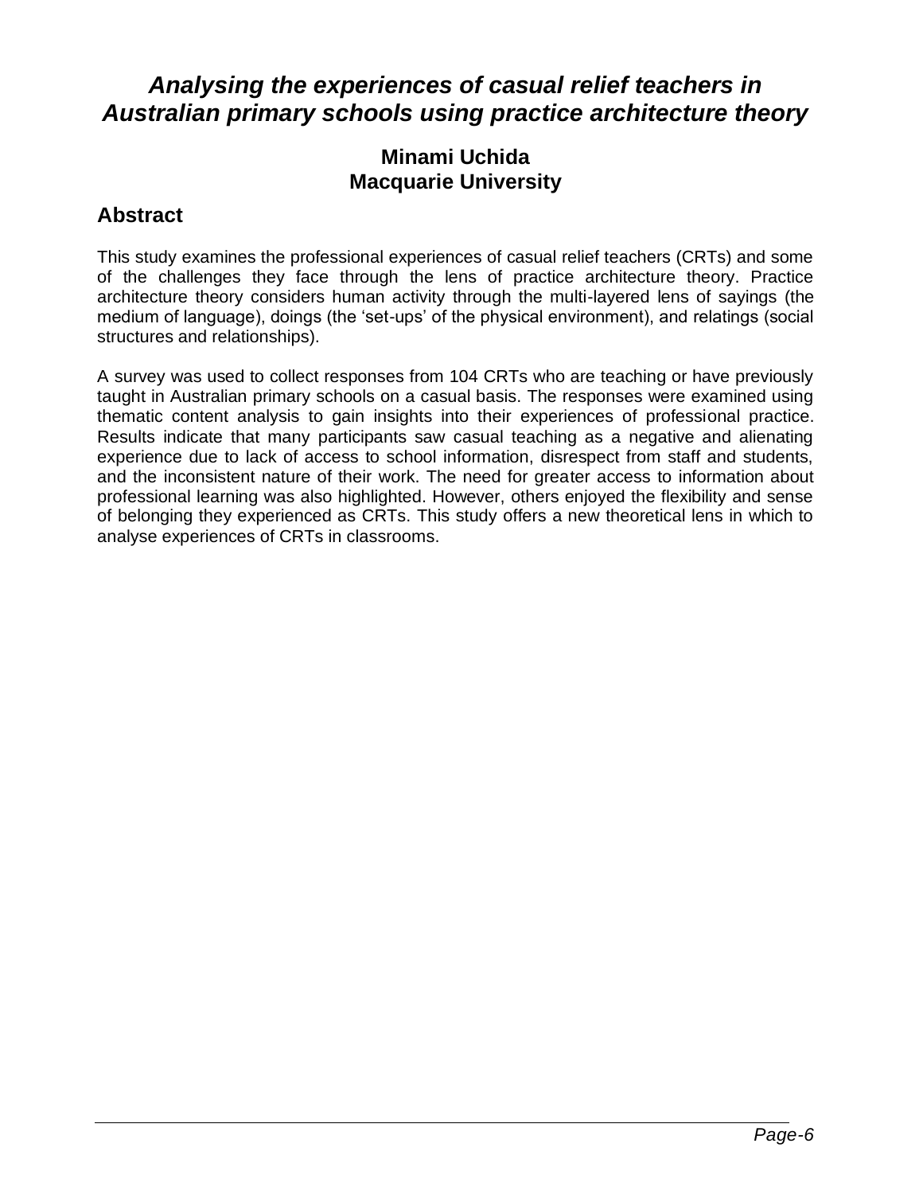# *Analysing the experiences of casual relief teachers in Australian primary schools using practice architecture theory*

**Minami Uchida**
**Macquarie University**

## Abstract

This study examines the professional experiences of casual relief teachers (CRTs) and some of the challenges they face through the lens of practice architecture theory. Practice architecture theory considers human activity through the multi-layered lens of sayings (the medium of language), doings (the 'set-ups' of the physical environment), and relatings (social structures and relationships).

A survey was used to collect responses from 104 CRTs who are teaching or have previously taught in Australian primary schools on a casual basis. The responses were examined using thematic content analysis to gain insights into their experiences of professional practice. Results indicate that many participants saw casual teaching as a negative and alienating experience due to lack of access to school information, disrespect from staff and students, and the inconsistent nature of their work. The need for greater access to information about professional learning was also highlighted. However, others enjoyed the flexibility and sense of belonging they experienced as CRTs. This study offers a new theoretical lens in which to analyse experiences of CRTs in classrooms.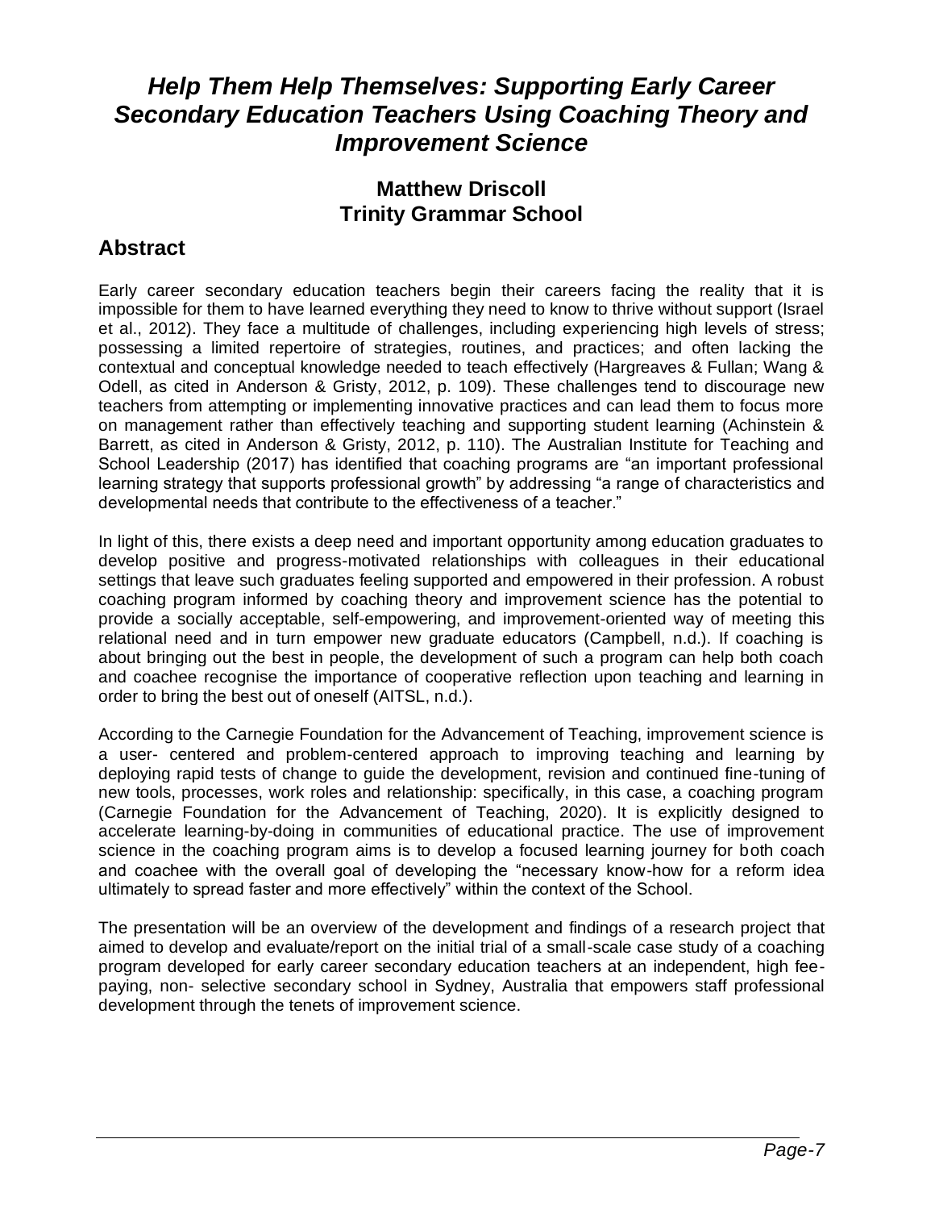# *Help Them Help Themselves: Supporting Early Career Secondary Education Teachers Using Coaching Theory and Improvement Science*

### Matthew Driscoll
### Trinity Grammar School

## Abstract

Early career secondary education teachers begin their careers facing the reality that it is impossible for them to have learned everything they need to know to thrive without support (Israel et al., 2012). They face a multitude of challenges, including experiencing high levels of stress; possessing a limited repertoire of strategies, routines, and practices; and often lacking the contextual and conceptual knowledge needed to teach effectively (Hargreaves & Fullan; Wang & Odell, as cited in Anderson & Gristy, 2012, p. 109). These challenges tend to discourage new teachers from attempting or implementing innovative practices and can lead them to focus more on management rather than effectively teaching and supporting student learning (Achinstein & Barrett, as cited in Anderson & Gristy, 2012, p. 110). The Australian Institute for Teaching and School Leadership (2017) has identified that coaching programs are "an important professional learning strategy that supports professional growth" by addressing "a range of characteristics and developmental needs that contribute to the effectiveness of a teacher."

In light of this, there exists a deep need and important opportunity among education graduates to develop positive and progress-motivated relationships with colleagues in their educational settings that leave such graduates feeling supported and empowered in their profession. A robust coaching program informed by coaching theory and improvement science has the potential to provide a socially acceptable, self-empowering, and improvement-oriented way of meeting this relational need and in turn empower new graduate educators (Campbell, n.d.). If coaching is about bringing out the best in people, the development of such a program can help both coach and coachee recognise the importance of cooperative reflection upon teaching and learning in order to bring the best out of oneself (AITSL, n.d.).

According to the Carnegie Foundation for the Advancement of Teaching, improvement science is a user- centered and problem-centered approach to improving teaching and learning by deploying rapid tests of change to guide the development, revision and continued fine-tuning of new tools, processes, work roles and relationship: specifically, in this case, a coaching program (Carnegie Foundation for the Advancement of Teaching, 2020). It is explicitly designed to accelerate learning-by-doing in communities of educational practice. The use of improvement science in the coaching program aims is to develop a focused learning journey for both coach and coachee with the overall goal of developing the "necessary know-how for a reform idea ultimately to spread faster and more effectively" within the context of the School.

The presentation will be an overview of the development and findings of a research project that aimed to develop and evaluate/report on the initial trial of a small-scale case study of a coaching program developed for early career secondary education teachers at an independent, high fee-paying, non- selective secondary school in Sydney, Australia that empowers staff professional development through the tenets of improvement science.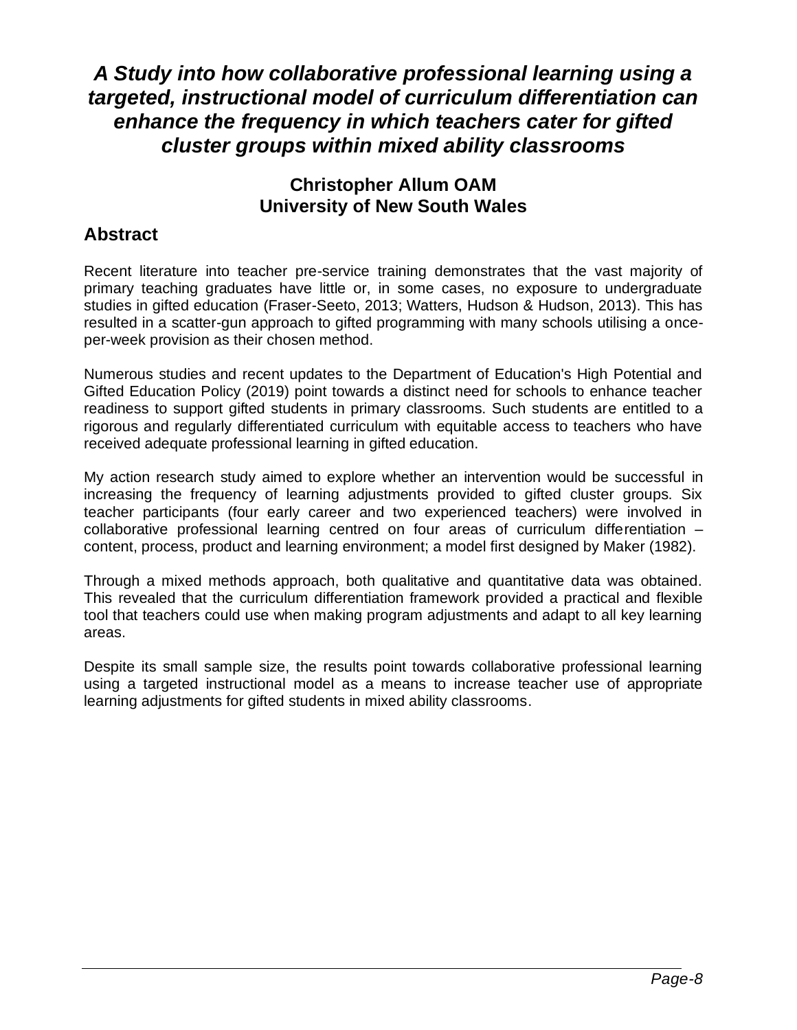# *A Study into how collaborative professional learning using a targeted, instructional model of curriculum differentiation can enhance the frequency in which teachers cater for gifted cluster groups within mixed ability classrooms*

**Christopher Allum OAM**
**University of New South Wales**

## Abstract

Recent literature into teacher pre-service training demonstrates that the vast majority of primary teaching graduates have little or, in some cases, no exposure to undergraduate studies in gifted education (Fraser-Seeto, 2013; Watters, Hudson & Hudson, 2013). This has resulted in a scatter-gun approach to gifted programming with many schools utilising a once-per-week provision as their chosen method.

Numerous studies and recent updates to the Department of Education's High Potential and Gifted Education Policy (2019) point towards a distinct need for schools to enhance teacher readiness to support gifted students in primary classrooms. Such students are entitled to a rigorous and regularly differentiated curriculum with equitable access to teachers who have received adequate professional learning in gifted education.

My action research study aimed to explore whether an intervention would be successful in increasing the frequency of learning adjustments provided to gifted cluster groups. Six teacher participants (four early career and two experienced teachers) were involved in collaborative professional learning centred on four areas of curriculum differentiation – content, process, product and learning environment; a model first designed by Maker (1982).

Through a mixed methods approach, both qualitative and quantitative data was obtained. This revealed that the curriculum differentiation framework provided a practical and flexible tool that teachers could use when making program adjustments and adapt to all key learning areas.

Despite its small sample size, the results point towards collaborative professional learning using a targeted instructional model as a means to increase teacher use of appropriate learning adjustments for gifted students in mixed ability classrooms.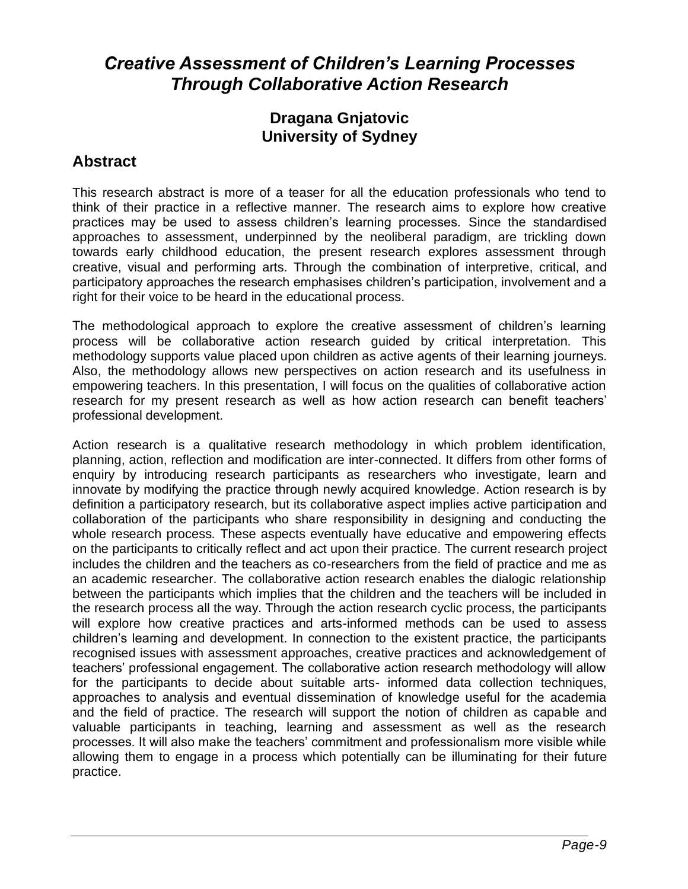# *Creative Assessment of Children's Learning Processes Through Collaborative Action Research*

### Dragana Gnjatovic
### University of Sydney

## Abstract

This research abstract is more of a teaser for all the education professionals who tend to think of their practice in a reflective manner. The research aims to explore how creative practices may be used to assess children's learning processes. Since the standardised approaches to assessment, underpinned by the neoliberal paradigm, are trickling down towards early childhood education, the present research explores assessment through creative, visual and performing arts. Through the combination of interpretive, critical, and participatory approaches the research emphasises children's participation, involvement and a right for their voice to be heard in the educational process.

The methodological approach to explore the creative assessment of children's learning process will be collaborative action research guided by critical interpretation. This methodology supports value placed upon children as active agents of their learning journeys. Also, the methodology allows new perspectives on action research and its usefulness in empowering teachers. In this presentation, I will focus on the qualities of collaborative action research for my present research as well as how action research can benefit teachers' professional development.

Action research is a qualitative research methodology in which problem identification, planning, action, reflection and modification are inter-connected. It differs from other forms of enquiry by introducing research participants as researchers who investigate, learn and innovate by modifying the practice through newly acquired knowledge. Action research is by definition a participatory research, but its collaborative aspect implies active participation and collaboration of the participants who share responsibility in designing and conducting the whole research process. These aspects eventually have educative and empowering effects on the participants to critically reflect and act upon their practice. The current research project includes the children and the teachers as co-researchers from the field of practice and me as an academic researcher. The collaborative action research enables the dialogic relationship between the participants which implies that the children and the teachers will be included in the research process all the way. Through the action research cyclic process, the participants will explore how creative practices and arts-informed methods can be used to assess children's learning and development. In connection to the existent practice, the participants recognised issues with assessment approaches, creative practices and acknowledgement of teachers' professional engagement. The collaborative action research methodology will allow for the participants to decide about suitable arts- informed data collection techniques, approaches to analysis and eventual dissemination of knowledge useful for the academia and the field of practice. The research will support the notion of children as capable and valuable participants in teaching, learning and assessment as well as the research processes. It will also make the teachers' commitment and professionalism more visible while allowing them to engage in a process which potentially can be illuminating for their future practice.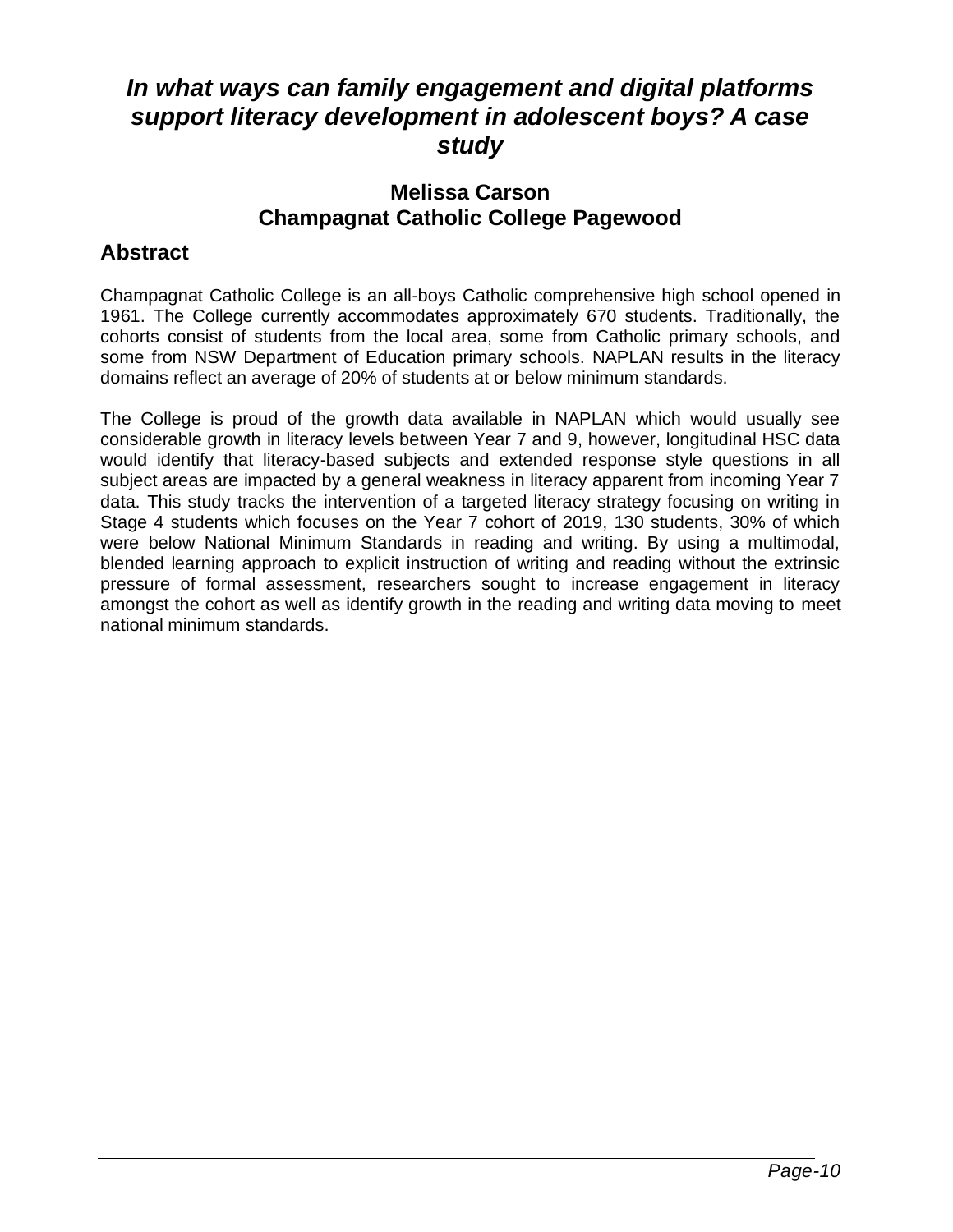# *In what ways can family engagement and digital platforms support literacy development in adolescent boys? A case study*

### Melissa Carson
### Champagnat Catholic College Pagewood

## Abstract

Champagnat Catholic College is an all-boys Catholic comprehensive high school opened in 1961. The College currently accommodates approximately 670 students. Traditionally, the cohorts consist of students from the local area, some from Catholic primary schools, and some from NSW Department of Education primary schools. NAPLAN results in the literacy domains reflect an average of 20% of students at or below minimum standards.

The College is proud of the growth data available in NAPLAN which would usually see considerable growth in literacy levels between Year 7 and 9, however, longitudinal HSC data would identify that literacy-based subjects and extended response style questions in all subject areas are impacted by a general weakness in literacy apparent from incoming Year 7 data. This study tracks the intervention of a targeted literacy strategy focusing on writing in Stage 4 students which focuses on the Year 7 cohort of 2019, 130 students, 30% of which were below National Minimum Standards in reading and writing. By using a multimodal, blended learning approach to explicit instruction of writing and reading without the extrinsic pressure of formal assessment, researchers sought to increase engagement in literacy amongst the cohort as well as identify growth in the reading and writing data moving to meet national minimum standards.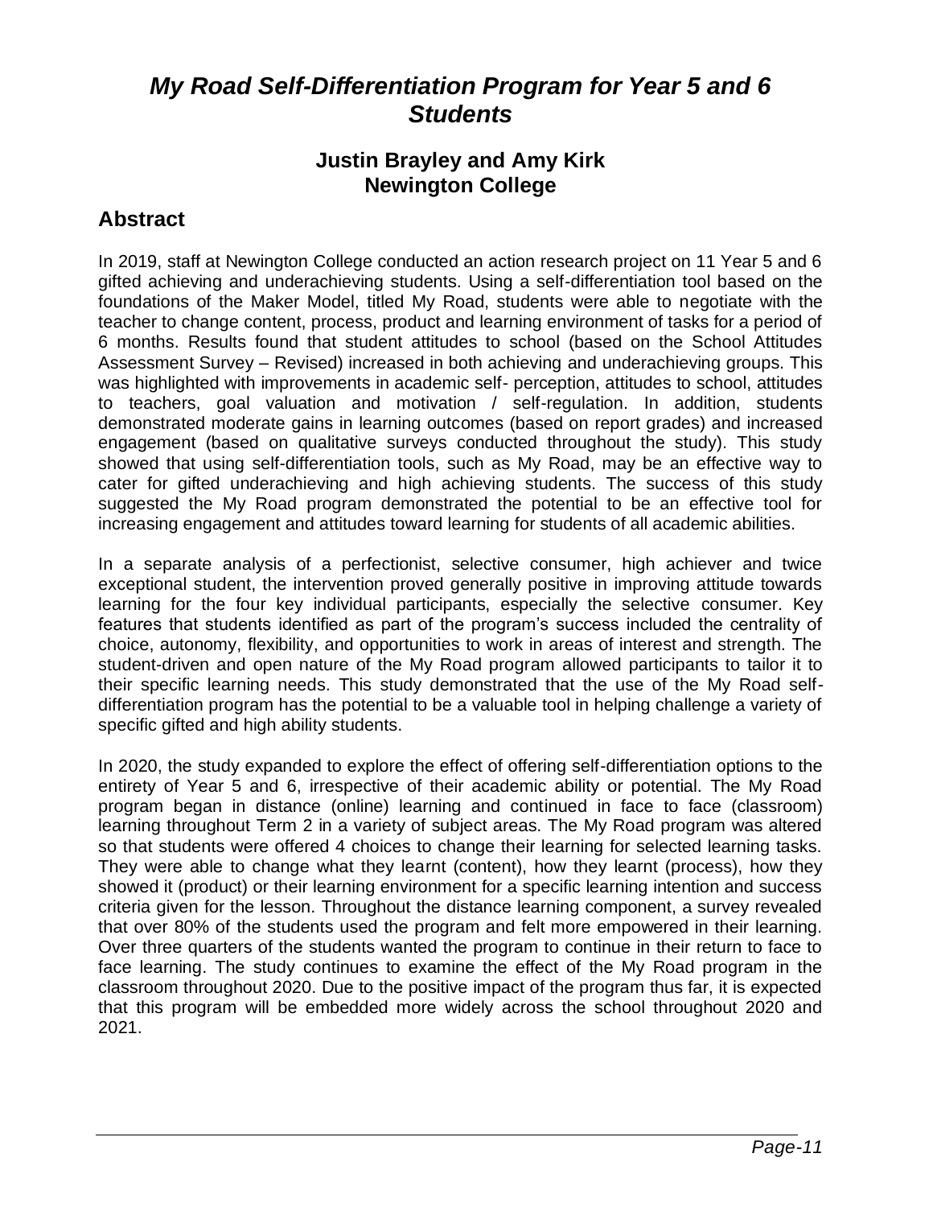# *My Road Self-Differentiation Program for Year 5 and 6 Students*

### Justin Brayley and Amy Kirk
### Newington College

## Abstract

In 2019, staff at Newington College conducted an action research project on 11 Year 5 and 6 gifted achieving and underachieving students. Using a self-differentiation tool based on the foundations of the Maker Model, titled My Road, students were able to negotiate with the teacher to change content, process, product and learning environment of tasks for a period of 6 months. Results found that student attitudes to school (based on the School Attitudes Assessment Survey – Revised) increased in both achieving and underachieving groups. This was highlighted with improvements in academic self- perception, attitudes to school, attitudes to teachers, goal valuation and motivation / self-regulation. In addition, students demonstrated moderate gains in learning outcomes (based on report grades) and increased engagement (based on qualitative surveys conducted throughout the study). This study showed that using self-differentiation tools, such as My Road, may be an effective way to cater for gifted underachieving and high achieving students. The success of this study suggested the My Road program demonstrated the potential to be an effective tool for increasing engagement and attitudes toward learning for students of all academic abilities.

In a separate analysis of a perfectionist, selective consumer, high achiever and twice exceptional student, the intervention proved generally positive in improving attitude towards learning for the four key individual participants, especially the selective consumer. Key features that students identified as part of the program's success included the centrality of choice, autonomy, flexibility, and opportunities to work in areas of interest and strength. The student-driven and open nature of the My Road program allowed participants to tailor it to their specific learning needs. This study demonstrated that the use of the My Road self-differentiation program has the potential to be a valuable tool in helping challenge a variety of specific gifted and high ability students.

In 2020, the study expanded to explore the effect of offering self-differentiation options to the entirety of Year 5 and 6, irrespective of their academic ability or potential. The My Road program began in distance (online) learning and continued in face to face (classroom) learning throughout Term 2 in a variety of subject areas. The My Road program was altered so that students were offered 4 choices to change their learning for selected learning tasks. They were able to change what they learnt (content), how they learnt (process), how they showed it (product) or their learning environment for a specific learning intention and success criteria given for the lesson. Throughout the distance learning component, a survey revealed that over 80% of the students used the program and felt more empowered in their learning. Over three quarters of the students wanted the program to continue in their return to face to face learning. The study continues to examine the effect of the My Road program in the classroom throughout 2020. Due to the positive impact of the program thus far, it is expected that this program will be embedded more widely across the school throughout 2020 and 2021.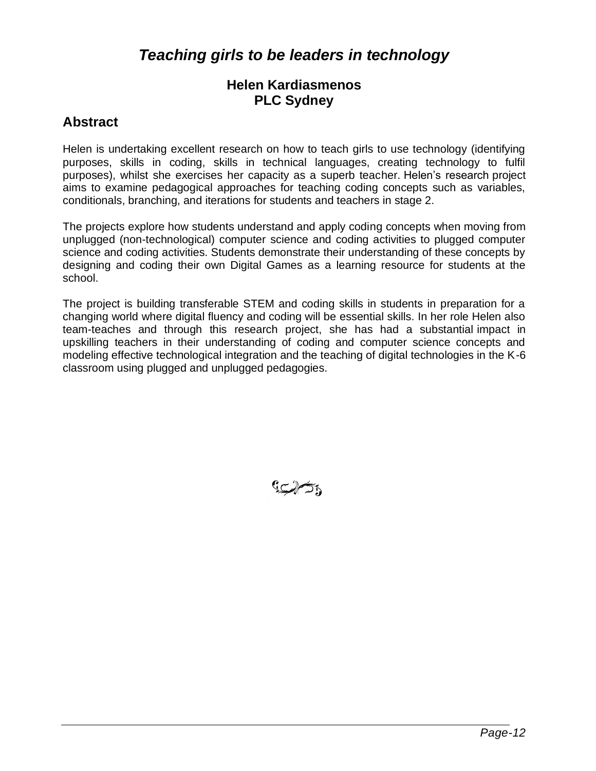# *Teaching girls to be leaders in technology*

**Helen Kardiasmenos**
**PLC Sydney**

## Abstract

Helen is undertaking excellent research on how to teach girls to use technology (identifying purposes, skills in coding, skills in technical languages, creating technology to fulfil purposes), whilst she exercises her capacity as a superb teacher. Helen's research project aims to examine pedagogical approaches for teaching coding concepts such as variables, conditionals, branching, and iterations for students and teachers in stage 2.

The projects explore how students understand and apply coding concepts when moving from unplugged (non-technological) computer science and coding activities to plugged computer science and coding activities. Students demonstrate their understanding of these concepts by designing and coding their own Digital Games as a learning resource for students at the school.

The project is building transferable STEM and coding skills in students in preparation for a changing world where digital fluency and coding will be essential skills. In her role Helen also team-teaches and through this research project, she has had a substantial impact in upskilling teachers in their understanding of coding and computer science concepts and modeling effective technological integration and the teaching of digital technologies in the K-6 classroom using plugged and unplugged pedagogies.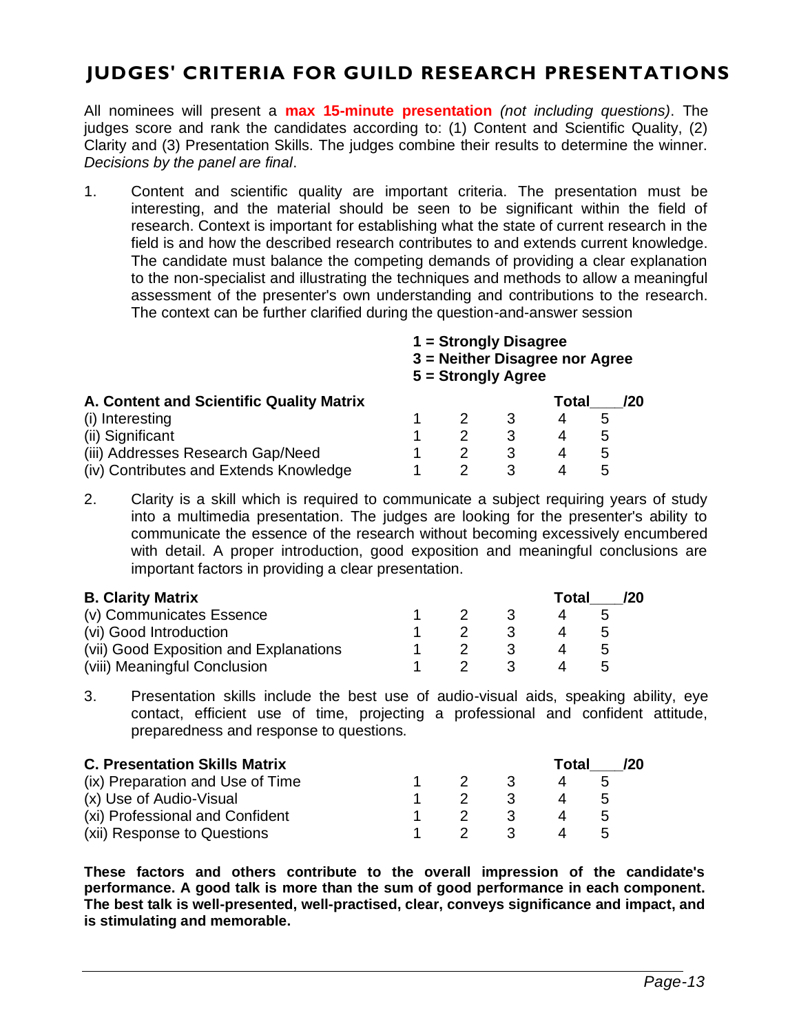# JUDGES' CRITERIA FOR GUILD RESEARCH PRESENTATIONS

All nominees will present a **max 15-minute presentation** *(not including questions)*. The judges score and rank the candidates according to: (1) Content and Scientific Quality, (2) Clarity and (3) Presentation Skills. The judges combine their results to determine the winner. *Decisions by the panel are final*.

1. Content and scientific quality are important criteria. The presentation must be interesting, and the material should be seen to be significant within the field of research. Context is important for establishing what the state of current research in the field is and how the described research contributes to and extends current knowledge. The candidate must balance the competing demands of providing a clear explanation to the non-specialist and illustrating the techniques and methods to allow a meaningful assessment of the presenter's own understanding and contributions to the research. The context can be further clarified during the question-and-answer session

**1 = Strongly Disagree**
**3 = Neither Disagree nor Agree**
**5 = Strongly Agree**

| **A. Content and Scientific Quality Matrix** | | | | **Total\_\_\_\_/20** | |
|---|---|---|---|---|---|
| (i) Interesting | 1 | 2 | 3 | 4 | 5 |
| (ii) Significant | 1 | 2 | 3 | 4 | 5 |
| (iii) Addresses Research Gap/Need | 1 | 2 | 3 | 4 | 5 |
| (iv) Contributes and Extends Knowledge | 1 | 2 | 3 | 4 | 5 |

2. Clarity is a skill which is required to communicate a subject requiring years of study into a multimedia presentation. The judges are looking for the presenter's ability to communicate the essence of the research without becoming excessively encumbered with detail. A proper introduction, good exposition and meaningful conclusions are important factors in providing a clear presentation.

| **B. Clarity Matrix** | | | | **Total\_\_\_\_/20** | |
|---|---|---|---|---|---|
| (v) Communicates Essence | 1 | 2 | 3 | 4 | 5 |
| (vi) Good Introduction | 1 | 2 | 3 | 4 | 5 |
| (vii) Good Exposition and Explanations | 1 | 2 | 3 | 4 | 5 |
| (viii) Meaningful Conclusion | 1 | 2 | 3 | 4 | 5 |

3. Presentation skills include the best use of audio-visual aids, speaking ability, eye contact, efficient use of time, projecting a professional and confident attitude, preparedness and response to questions.

| **C. Presentation Skills Matrix** | | | | **Total\_\_\_\_/20** | |
|---|---|---|---|---|---|
| (ix) Preparation and Use of Time | 1 | 2 | 3 | 4 | 5 |
| (x) Use of Audio-Visual | 1 | 2 | 3 | 4 | 5 |
| (xi) Professional and Confident | 1 | 2 | 3 | 4 | 5 |
| (xii) Response to Questions | 1 | 2 | 3 | 4 | 5 |

**These factors and others contribute to the overall impression of the candidate's performance. A good talk is more than the sum of good performance in each component. The best talk is well-presented, well-practised, clear, conveys significance and impact, and is stimulating and memorable.**